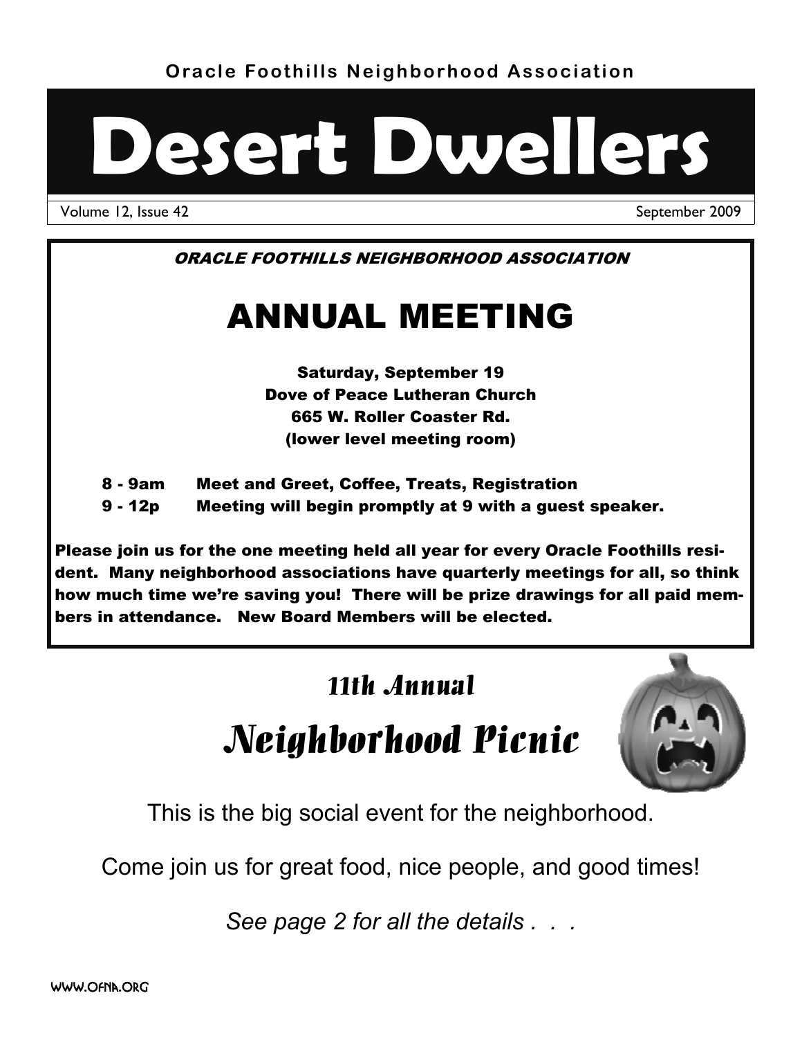Oracle Foothills Neighborhood Association

# Desert Dwellers

Volume 12, Issue 42 — September 2009

***ORACLE FOOTHILLS NEIGHBORHOOD ASSOCIATION***

## ANNUAL MEETING

**Saturday, September 19**
**Dove of Peace Lutheran Church**
**665 W. Roller Coaster Rd.**
**(lower level meeting room)**

**8 - 9am** Meet and Greet, Coffee, Treats, Registration
**9 - 12p** Meeting will begin promptly at 9 with a guest speaker.

**Please join us for the one meeting held all year for every Oracle Foothills resident. Many neighborhood associations have quarterly meetings for all, so think how much time we're saving you! There will be prize drawings for all paid members in attendance. New Board Members will be elected.**

## *11th Annual*

## *Neighborhood Picnic*

This is the big social event for the neighborhood.

Come join us for great food, nice people, and good times!

*See page 2 for all the details . . .*

WWW.OFNA.ORG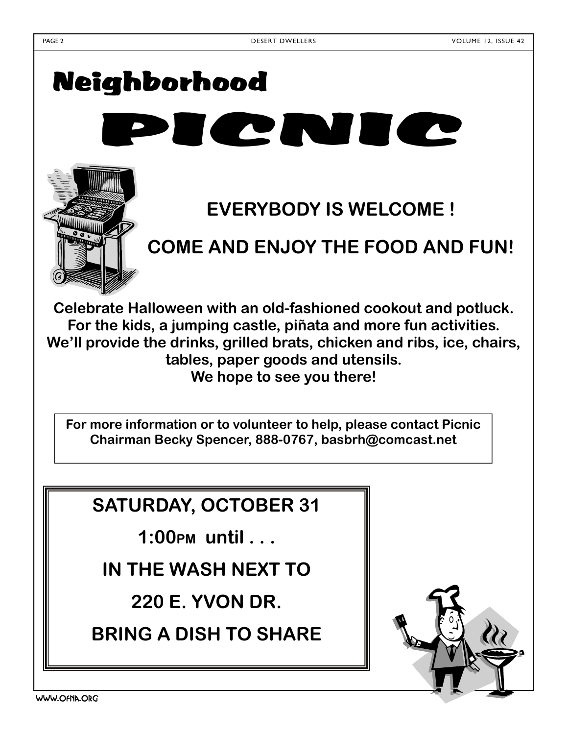# Neighborhood

# PICNIC

**EVERYBODY IS WELCOME !**

**COME AND ENJOY THE FOOD AND FUN!**

**Celebrate Halloween with an old-fashioned cookout and potluck. For the kids, a jumping castle, piñata and more fun activities. We'll provide the drinks, grilled brats, chicken and ribs, ice, chairs, tables, paper goods and utensils. We hope to see you there!**

**For more information or to volunteer to help, please contact Picnic Chairman Becky Spencer, 888-0767, basbrh@comcast.net**

**SATURDAY, OCTOBER 31**

**1:00PM until . . .**

**IN THE WASH NEXT TO**

**220 E. YVON DR.**

**BRING A DISH TO SHARE**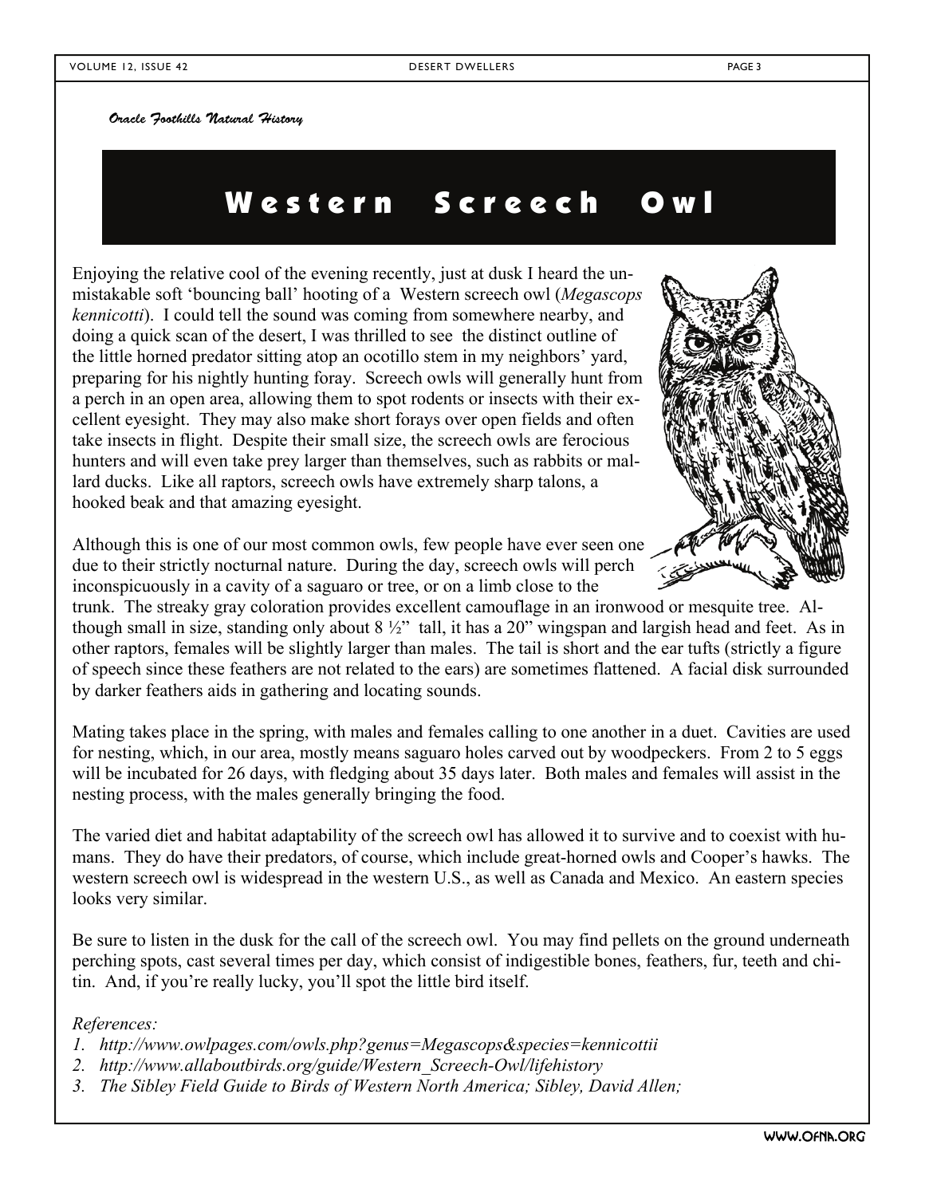*Oracle Foothills Natural History*

# Western Screech Owl

Enjoying the relative cool of the evening recently, just at dusk I heard the unmistakable soft 'bouncing ball' hooting of a Western screech owl (*Megascops kennicotti*). I could tell the sound was coming from somewhere nearby, and doing a quick scan of the desert, I was thrilled to see the distinct outline of the little horned predator sitting atop an ocotillo stem in my neighbors' yard, preparing for his nightly hunting foray. Screech owls will generally hunt from a perch in an open area, allowing them to spot rodents or insects with their excellent eyesight. They may also make short forays over open fields and often take insects in flight. Despite their small size, the screech owls are ferocious hunters and will even take prey larger than themselves, such as rabbits or mallard ducks. Like all raptors, screech owls have extremely sharp talons, a hooked beak and that amazing eyesight.

Although this is one of our most common owls, few people have ever seen one due to their strictly nocturnal nature. During the day, screech owls will perch inconspicuously in a cavity of a saguaro or tree, or on a limb close to the trunk. The streaky gray coloration provides excellent camouflage in an ironwood or mesquite tree. Although small in size, standing only about 8 ½" tall, it has a 20" wingspan and largish head and feet. As in other raptors, females will be slightly larger than males. The tail is short and the ear tufts (strictly a figure of speech since these feathers are not related to the ears) are sometimes flattened. A facial disk surrounded by darker feathers aids in gathering and locating sounds.

Mating takes place in the spring, with males and females calling to one another in a duet. Cavities are used for nesting, which, in our area, mostly means saguaro holes carved out by woodpeckers. From 2 to 5 eggs will be incubated for 26 days, with fledging about 35 days later. Both males and females will assist in the nesting process, with the males generally bringing the food.

The varied diet and habitat adaptability of the screech owl has allowed it to survive and to coexist with humans. They do have their predators, of course, which include great-horned owls and Cooper's hawks. The western screech owl is widespread in the western U.S., as well as Canada and Mexico. An eastern species looks very similar.

Be sure to listen in the dusk for the call of the screech owl. You may find pellets on the ground underneath perching spots, cast several times per day, which consist of indigestible bones, feathers, fur, teeth and chitin. And, if you're really lucky, you'll spot the little bird itself.

*References:*

1. *http://www.owlpages.com/owls.php?genus=Megascops&species=kennicottii*
2. *http://www.allaboutbirds.org/guide/Western_Screech-Owl/lifehistory*
3. *The Sibley Field Guide to Birds of Western North America; Sibley, David Allen;*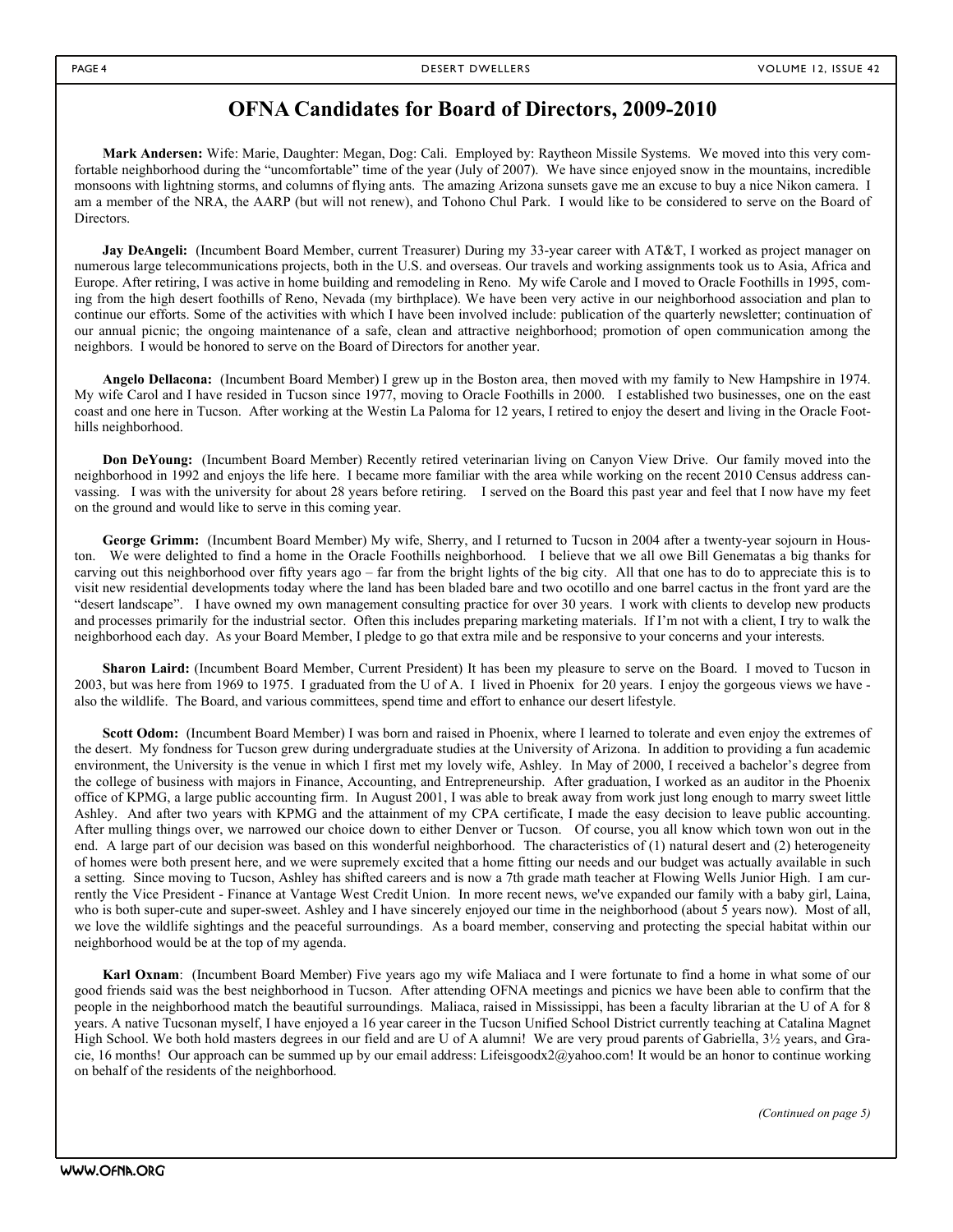# OFNA Candidates for Board of Directors, 2009-2010

**Mark Andersen:** Wife: Marie, Daughter: Megan, Dog: Cali. Employed by: Raytheon Missile Systems. We moved into this very comfortable neighborhood during the "uncomfortable" time of the year (July of 2007). We have since enjoyed snow in the mountains, incredible monsoons with lightning storms, and columns of flying ants. The amazing Arizona sunsets gave me an excuse to buy a nice Nikon camera. I am a member of the NRA, the AARP (but will not renew), and Tohono Chul Park. I would like to be considered to serve on the Board of Directors.

**Jay DeAngeli:** (Incumbent Board Member, current Treasurer) During my 33-year career with AT&T, I worked as project manager on numerous large telecommunications projects, both in the U.S. and overseas. Our travels and working assignments took us to Asia, Africa and Europe. After retiring, I was active in home building and remodeling in Reno. My wife Carole and I moved to Oracle Foothills in 1995, coming from the high desert foothills of Reno, Nevada (my birthplace). We have been very active in our neighborhood association and plan to continue our efforts. Some of the activities with which I have been involved include: publication of the quarterly newsletter; continuation of our annual picnic; the ongoing maintenance of a safe, clean and attractive neighborhood; promotion of open communication among the neighbors. I would be honored to serve on the Board of Directors for another year.

**Angelo Dellacona:** (Incumbent Board Member) I grew up in the Boston area, then moved with my family to New Hampshire in 1974. My wife Carol and I have resided in Tucson since 1977, moving to Oracle Foothills in 2000. I established two businesses, one on the east coast and one here in Tucson. After working at the Westin La Paloma for 12 years, I retired to enjoy the desert and living in the Oracle Foothills neighborhood.

**Don DeYoung:** (Incumbent Board Member) Recently retired veterinarian living on Canyon View Drive. Our family moved into the neighborhood in 1992 and enjoys the life here. I became more familiar with the area while working on the recent 2010 Census address canvassing. I was with the university for about 28 years before retiring. I served on the Board this past year and feel that I now have my feet on the ground and would like to serve in this coming year.

**George Grimm:** (Incumbent Board Member) My wife, Sherry, and I returned to Tucson in 2004 after a twenty-year sojourn in Houston. We were delighted to find a home in the Oracle Foothills neighborhood. I believe that we all owe Bill Genematas a big thanks for carving out this neighborhood over fifty years ago – far from the bright lights of the big city. All that one has to do to appreciate this is to visit new residential developments today where the land has been bladed bare and two ocotillo and one barrel cactus in the front yard are the "desert landscape". I have owned my own management consulting practice for over 30 years. I work with clients to develop new products and processes primarily for the industrial sector. Often this includes preparing marketing materials. If I'm not with a client, I try to walk the neighborhood each day. As your Board Member, I pledge to go that extra mile and be responsive to your concerns and your interests.

**Sharon Laird:** (Incumbent Board Member, Current President) It has been my pleasure to serve on the Board. I moved to Tucson in 2003, but was here from 1969 to 1975. I graduated from the U of A. I lived in Phoenix for 20 years. I enjoy the gorgeous views we have - also the wildlife. The Board, and various committees, spend time and effort to enhance our desert lifestyle.

**Scott Odom:** (Incumbent Board Member) I was born and raised in Phoenix, where I learned to tolerate and even enjoy the extremes of the desert. My fondness for Tucson grew during undergraduate studies at the University of Arizona. In addition to providing a fun academic environment, the University is the venue in which I first met my lovely wife, Ashley. In May of 2000, I received a bachelor's degree from the college of business with majors in Finance, Accounting, and Entrepreneurship. After graduation, I worked as an auditor in the Phoenix office of KPMG, a large public accounting firm. In August 2001, I was able to break away from work just long enough to marry sweet little Ashley. And after two years with KPMG and the attainment of my CPA certificate, I made the easy decision to leave public accounting. After mulling things over, we narrowed our choice down to either Denver or Tucson. Of course, you all know which town won out in the end. A large part of our decision was based on this wonderful neighborhood. The characteristics of (1) natural desert and (2) heterogeneity of homes were both present here, and we were supremely excited that a home fitting our needs and our budget was actually available in such a setting. Since moving to Tucson, Ashley has shifted careers and is now a 7th grade math teacher at Flowing Wells Junior High. I am currently the Vice President - Finance at Vantage West Credit Union. In more recent news, we've expanded our family with a baby girl, Laina, who is both super-cute and super-sweet. Ashley and I have sincerely enjoyed our time in the neighborhood (about 5 years now). Most of all, we love the wildlife sightings and the peaceful surroundings. As a board member, conserving and protecting the special habitat within our neighborhood would be at the top of my agenda.

**Karl Oxnam**: (Incumbent Board Member) Five years ago my wife Maliaca and I were fortunate to find a home in what some of our good friends said was the best neighborhood in Tucson. After attending OFNA meetings and picnics we have been able to confirm that the people in the neighborhood match the beautiful surroundings. Maliaca, raised in Mississippi, has been a faculty librarian at the U of A for 8 years. A native Tucsonan myself, I have enjoyed a 16 year career in the Tucson Unified School District currently teaching at Catalina Magnet High School. We both hold masters degrees in our field and are U of A alumni! We are very proud parents of Gabriella, 3½ years, and Gracie, 16 months! Our approach can be summed up by our email address: Lifeisgoodx2@yahoo.com! It would be an honor to continue working on behalf of the residents of the neighborhood.

*(Continued on page 5)*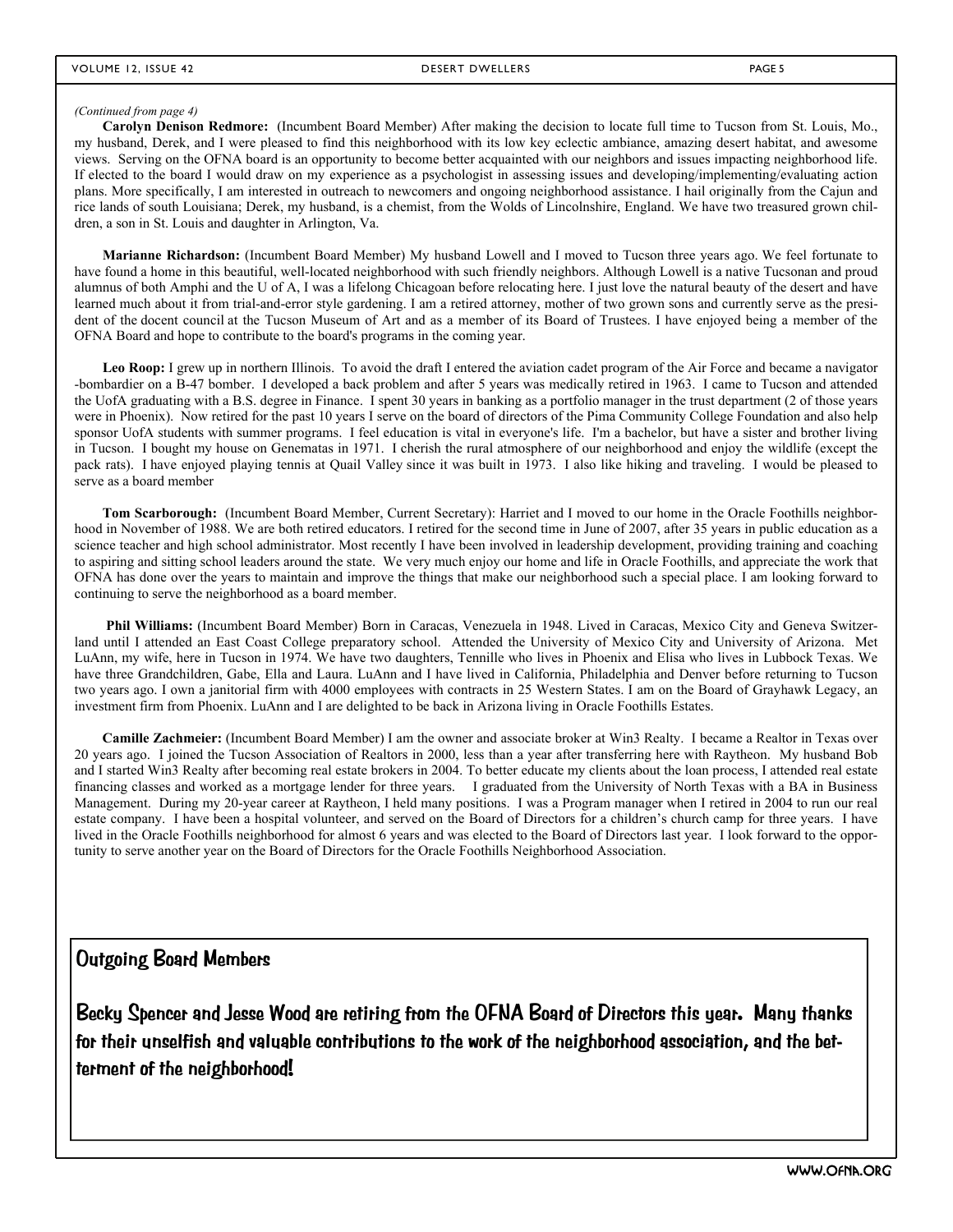*(Continued from page 4)*

**Carolyn Denison Redmore:** (Incumbent Board Member) After making the decision to locate full time to Tucson from St. Louis, Mo., my husband, Derek, and I were pleased to find this neighborhood with its low key eclectic ambiance, amazing desert habitat, and awesome views. Serving on the OFNA board is an opportunity to become better acquainted with our neighbors and issues impacting neighborhood life. If elected to the board I would draw on my experience as a psychologist in assessing issues and developing/implementing/evaluating action plans. More specifically, I am interested in outreach to newcomers and ongoing neighborhood assistance. I hail originally from the Cajun and rice lands of south Louisiana; Derek, my husband, is a chemist, from the Wolds of Lincolnshire, England. We have two treasured grown children, a son in St. Louis and daughter in Arlington, Va.

**Marianne Richardson:** (Incumbent Board Member) My husband Lowell and I moved to Tucson three years ago. We feel fortunate to have found a home in this beautiful, well-located neighborhood with such friendly neighbors. Although Lowell is a native Tucsonan and proud alumnus of both Amphi and the U of A, I was a lifelong Chicagoan before relocating here. I just love the natural beauty of the desert and have learned much about it from trial-and-error style gardening. I am a retired attorney, mother of two grown sons and currently serve as the president of the docent council at the Tucson Museum of Art and as a member of its Board of Trustees. I have enjoyed being a member of the OFNA Board and hope to contribute to the board's programs in the coming year.

**Leo Roop:** I grew up in northern Illinois. To avoid the draft I entered the aviation cadet program of the Air Force and became a navigator -bombardier on a B-47 bomber. I developed a back problem and after 5 years was medically retired in 1963. I came to Tucson and attended the UofA graduating with a B.S. degree in Finance. I spent 30 years in banking as a portfolio manager in the trust department (2 of those years were in Phoenix). Now retired for the past 10 years I serve on the board of directors of the Pima Community College Foundation and also help sponsor UofA students with summer programs. I feel education is vital in everyone's life. I'm a bachelor, but have a sister and brother living in Tucson. I bought my house on Genematas in 1971. I cherish the rural atmosphere of our neighborhood and enjoy the wildlife (except the pack rats). I have enjoyed playing tennis at Quail Valley since it was built in 1973. I also like hiking and traveling. I would be pleased to serve as a board member

**Tom Scarborough:** (Incumbent Board Member, Current Secretary): Harriet and I moved to our home in the Oracle Foothills neighborhood in November of 1988. We are both retired educators. I retired for the second time in June of 2007, after 35 years in public education as a science teacher and high school administrator. Most recently I have been involved in leadership development, providing training and coaching to aspiring and sitting school leaders around the state. We very much enjoy our home and life in Oracle Foothills, and appreciate the work that OFNA has done over the years to maintain and improve the things that make our neighborhood such a special place. I am looking forward to continuing to serve the neighborhood as a board member.

**Phil Williams:** (Incumbent Board Member) Born in Caracas, Venezuela in 1948. Lived in Caracas, Mexico City and Geneva Switzerland until I attended an East Coast College preparatory school. Attended the University of Mexico City and University of Arizona. Met LuAnn, my wife, here in Tucson in 1974. We have two daughters, Tennille who lives in Phoenix and Elisa who lives in Lubbock Texas. We have three Grandchildren, Gabe, Ella and Laura. LuAnn and I have lived in California, Philadelphia and Denver before returning to Tucson two years ago. I own a janitorial firm with 4000 employees with contracts in 25 Western States. I am on the Board of Grayhawk Legacy, an investment firm from Phoenix. LuAnn and I are delighted to be back in Arizona living in Oracle Foothills Estates.

**Camille Zachmeier:** (Incumbent Board Member) I am the owner and associate broker at Win3 Realty. I became a Realtor in Texas over 20 years ago. I joined the Tucson Association of Realtors in 2000, less than a year after transferring here with Raytheon. My husband Bob and I started Win3 Realty after becoming real estate brokers in 2004. To better educate my clients about the loan process, I attended real estate financing classes and worked as a mortgage lender for three years. I graduated from the University of North Texas with a BA in Business Management. During my 20-year career at Raytheon, I held many positions. I was a Program manager when I retired in 2004 to run our real estate company. I have been a hospital volunteer, and served on the Board of Directors for a children's church camp for three years. I have lived in the Oracle Foothills neighborhood for almost 6 years and was elected to the Board of Directors last year. I look forward to the opportunity to serve another year on the Board of Directors for the Oracle Foothills Neighborhood Association.

## Outgoing Board Members

**Becky Spencer and Jesse Wood are retiring from the OFNA Board of Directors this year. Many thanks for their unselfish and valuable contributions to the work of the neighborhood association, and the betterment of the neighborhood!**

WWW.OFNA.ORG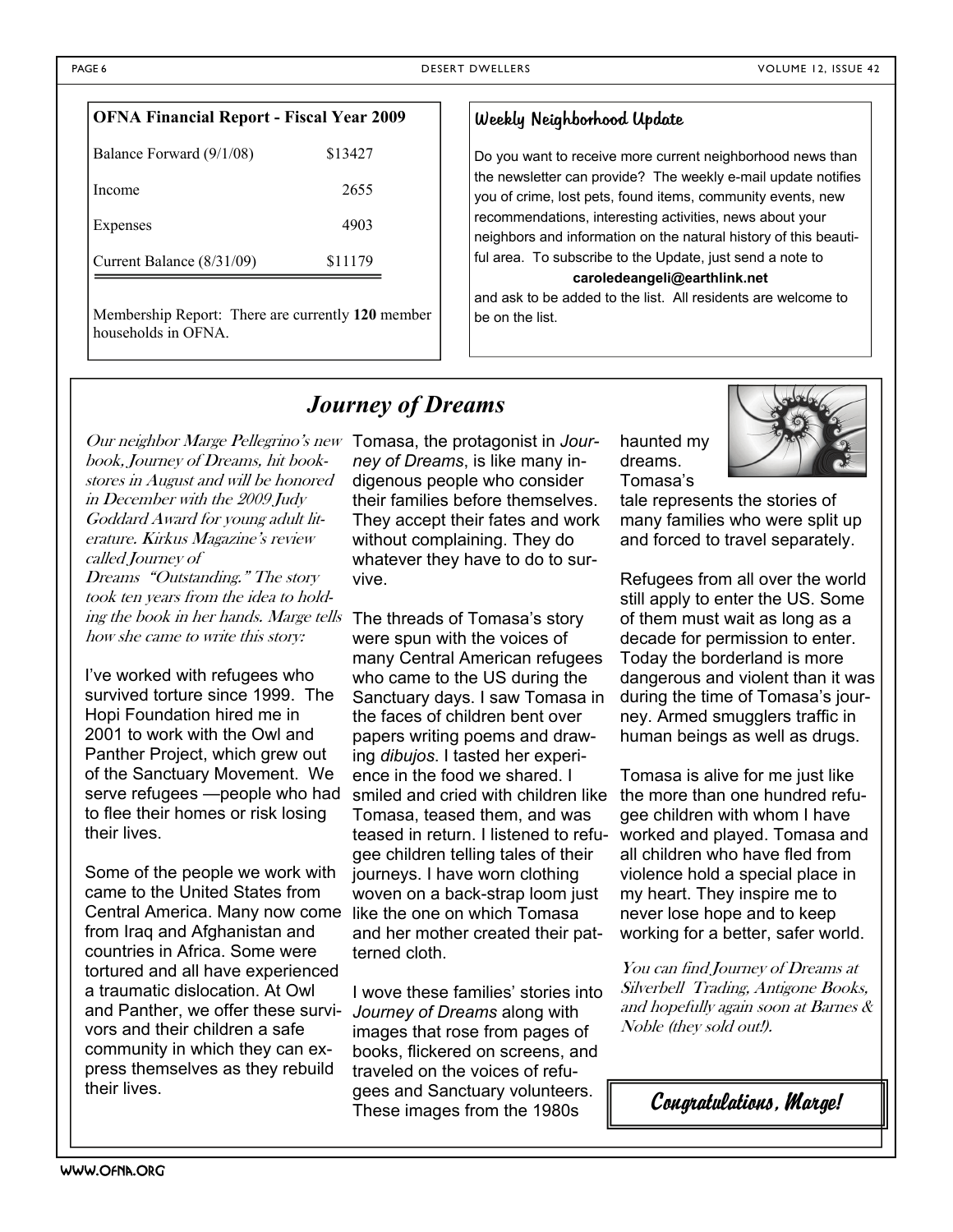**OFNA Financial Report - Fiscal Year 2009**

| | |
|---|---|
| Balance Forward (9/1/08) | $13427 |
| Income | 2655 |
| Expenses | 4903 |
| Current Balance (8/31/09) | $11179 |

Membership Report: There are currently **120** member households in OFNA.

## Weekly Neighborhood Update

Do you want to receive more current neighborhood news than the newsletter can provide? The weekly e-mail update notifies you of crime, lost pets, found items, community events, new recommendations, interesting activities, news about your neighbors and information on the natural history of this beautiful area. To subscribe to the Update, just send a note to

**caroledeangeli@earthlink.net**

and ask to be added to the list. All residents are welcome to be on the list.

## *Journey of Dreams*

*Our neighbor Marge Pellegrino's new book, Journey of Dreams, hit bookstores in August and will be honored in December with the 2009 Judy Goddard Award for young adult literature. Kirkus Magazine's review called Journey of Dreams "Outstanding." The story took ten years from the idea to holding the book in her hands. Marge tells how she came to write this story:*

I've worked with refugees who survived torture since 1999. The Hopi Foundation hired me in 2001 to work with the Owl and Panther Project, which grew out of the Sanctuary Movement. We serve refugees —people who had to flee their homes or risk losing their lives.

Some of the people we work with came to the United States from Central America. Many now come from Iraq and Afghanistan and countries in Africa. Some were tortured and all have experienced a traumatic dislocation. At Owl and Panther, we offer these survivors and their children a safe community in which they can express themselves as they rebuild their lives.

Tomasa, the protagonist in *Journey of Dreams*, is like many indigenous people who consider their families before themselves. They accept their fates and work without complaining. They do whatever they have to do to survive.

The threads of Tomasa's story were spun with the voices of many Central American refugees who came to the US during the Sanctuary days. I saw Tomasa in the faces of children bent over papers writing poems and drawing *dibujos*. I tasted her experience in the food we shared. I smiled and cried with children like Tomasa, teased them, and was teased in return. I listened to refugee children telling tales of their journeys. I have worn clothing woven on a back-strap loom just like the one on which Tomasa and her mother created their patterned cloth.

I wove these families' stories into *Journey of Dreams* along with images that rose from pages of books, flickered on screens, and traveled on the voices of refugees and Sanctuary volunteers. These images from the 1980s haunted my dreams. Tomasa's tale represents the stories of many families who were split up and forced to travel separately.

Refugees from all over the world still apply to enter the US. Some of them must wait as long as a decade for permission to enter. Today the borderland is more dangerous and violent than it was during the time of Tomasa's journey. Armed smugglers traffic in human beings as well as drugs.

Tomasa is alive for me just like the more than one hundred refugee children with whom I have worked and played. Tomasa and all children who have fled from violence hold a special place in my heart. They inspire me to never lose hope and to keep working for a better, safer world.

*You can find Journey of Dreams at Silverbell Trading, Antigone Books, and hopefully again soon at Barnes & Noble (they sold out!).*

**Congratulations, Marge!**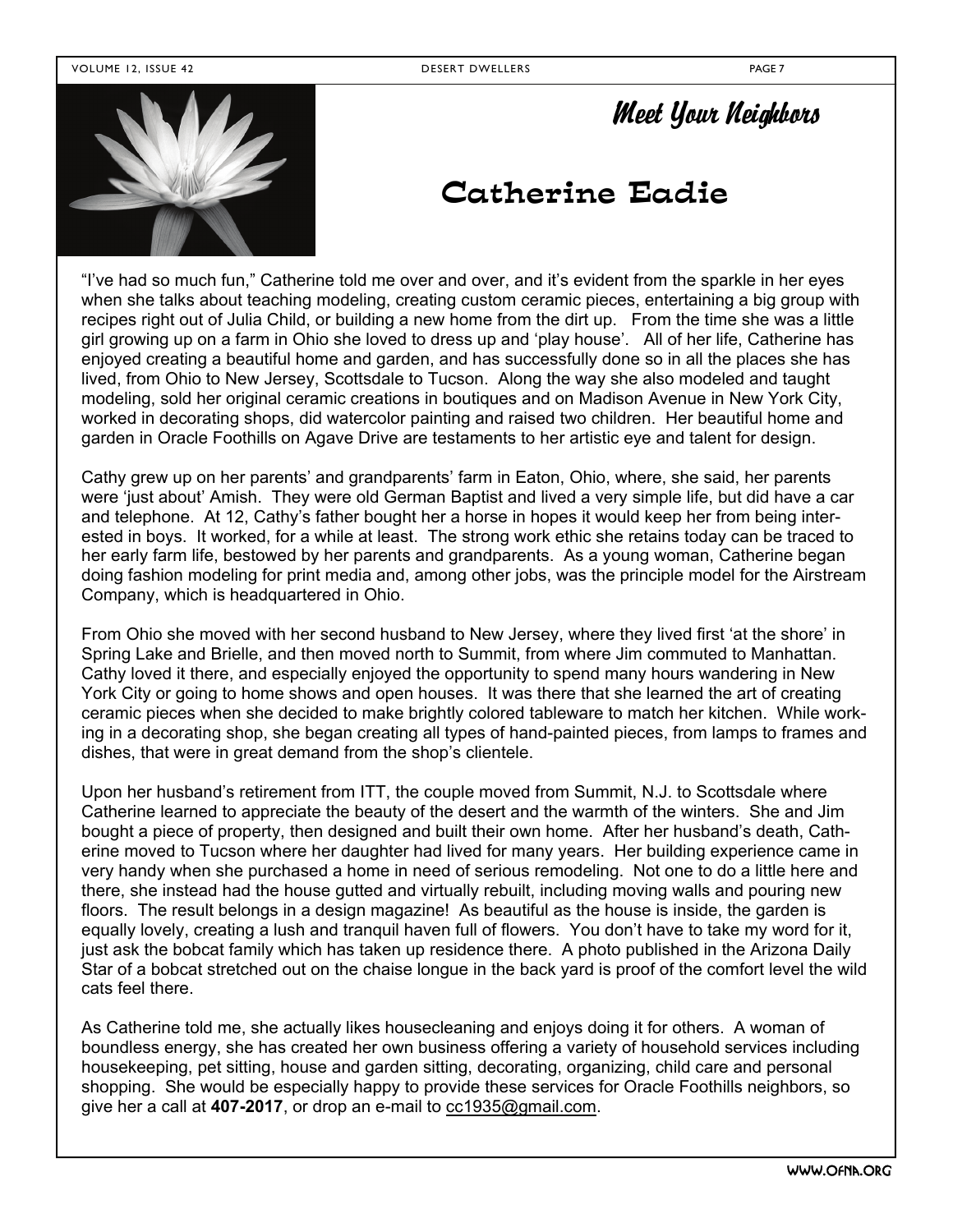## Meet Your Neighbors

# Catherine Eadie

"I've had so much fun," Catherine told me over and over, and it's evident from the sparkle in her eyes when she talks about teaching modeling, creating custom ceramic pieces, entertaining a big group with recipes right out of Julia Child, or building a new home from the dirt up. From the time she was a little girl growing up on a farm in Ohio she loved to dress up and 'play house'. All of her life, Catherine has enjoyed creating a beautiful home and garden, and has successfully done so in all the places she has lived, from Ohio to New Jersey, Scottsdale to Tucson. Along the way she also modeled and taught modeling, sold her original ceramic creations in boutiques and on Madison Avenue in New York City, worked in decorating shops, did watercolor painting and raised two children. Her beautiful home and garden in Oracle Foothills on Agave Drive are testaments to her artistic eye and talent for design.

Cathy grew up on her parents' and grandparents' farm in Eaton, Ohio, where, she said, her parents were 'just about' Amish. They were old German Baptist and lived a very simple life, but did have a car and telephone. At 12, Cathy's father bought her a horse in hopes it would keep her from being interested in boys. It worked, for a while at least. The strong work ethic she retains today can be traced to her early farm life, bestowed by her parents and grandparents. As a young woman, Catherine began doing fashion modeling for print media and, among other jobs, was the principle model for the Airstream Company, which is headquartered in Ohio.

From Ohio she moved with her second husband to New Jersey, where they lived first 'at the shore' in Spring Lake and Brielle, and then moved north to Summit, from where Jim commuted to Manhattan. Cathy loved it there, and especially enjoyed the opportunity to spend many hours wandering in New York City or going to home shows and open houses. It was there that she learned the art of creating ceramic pieces when she decided to make brightly colored tableware to match her kitchen. While working in a decorating shop, she began creating all types of hand-painted pieces, from lamps to frames and dishes, that were in great demand from the shop's clientele.

Upon her husband's retirement from ITT, the couple moved from Summit, N.J. to Scottsdale where Catherine learned to appreciate the beauty of the desert and the warmth of the winters. She and Jim bought a piece of property, then designed and built their own home. After her husband's death, Catherine moved to Tucson where her daughter had lived for many years. Her building experience came in very handy when she purchased a home in need of serious remodeling. Not one to do a little here and there, she instead had the house gutted and virtually rebuilt, including moving walls and pouring new floors. The result belongs in a design magazine! As beautiful as the house is inside, the garden is equally lovely, creating a lush and tranquil haven full of flowers. You don't have to take my word for it, just ask the bobcat family which has taken up residence there. A photo published in the Arizona Daily Star of a bobcat stretched out on the chaise longue in the back yard is proof of the comfort level the wild cats feel there.

As Catherine told me, she actually likes housecleaning and enjoys doing it for others. A woman of boundless energy, she has created her own business offering a variety of household services including housekeeping, pet sitting, house and garden sitting, decorating, organizing, child care and personal shopping. She would be especially happy to provide these services for Oracle Foothills neighbors, so give her a call at **407-2017**, or drop an e-mail to cc1935@gmail.com.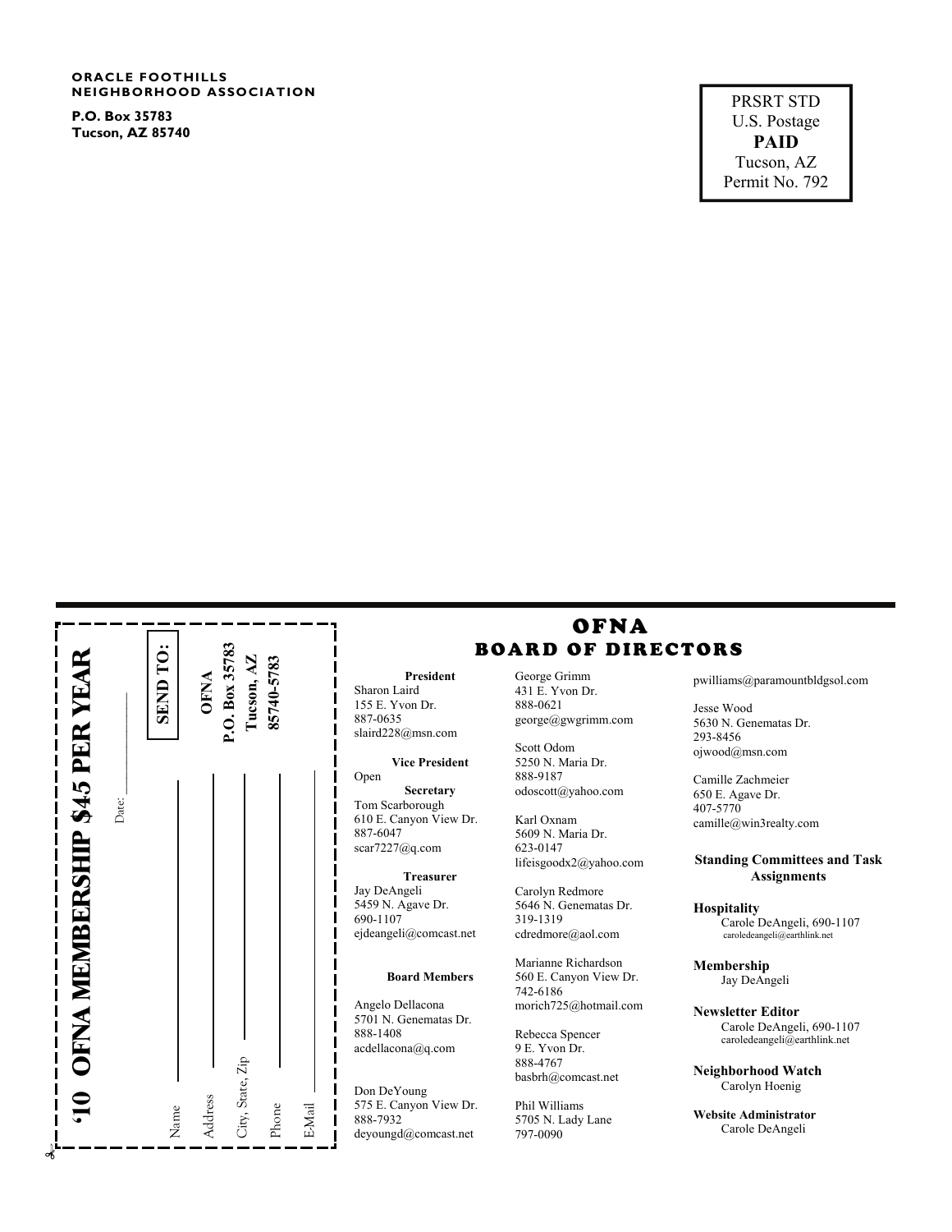**ORACLE FOOTHILLS NEIGHBORHOOD ASSOCIATION**

**P.O. Box 35783**
**Tucson, AZ 85740**

PRSRT STD
U.S. Postage
**PAID**
Tucson, AZ
Permit No. 792

**'10 OFNA MEMBERSHIP $45 PER YEAR**

Date: ____________

Name ____________

Address ____________

City, State, Zip ____________

Phone ____________

E-Mail ____________

**SEND TO:**

**OFNA**
**P.O. Box 35783**
**Tucson, AZ**
**85740-5783**

# OFNA BOARD OF DIRECTORS

**President**
Sharon Laird
155 E. Yvon Dr.
887-0635
slaird228@msn.com

**Vice President**
Open

**Secretary**
Tom Scarborough
610 E. Canyon View Dr.
887-6047
scar7227@q.com

**Treasurer**
Jay DeAngeli
5459 N. Agave Dr.
690-1107
ejdeangeli@comcast.net

**Board Members**

Angelo Dellacona
5701 N. Genematas Dr.
888-1408
acdellacona@q.com

Don DeYoung
575 E. Canyon View Dr.
888-7932
deyoungd@comcast.net

George Grimm
431 E. Yvon Dr.
888-0621
george@gwgrimm.com

Scott Odom
5250 N. Maria Dr.
888-9187
odoscott@yahoo.com

Karl Oxnam
5609 N. Maria Dr.
623-0147
lifeisgoodx2@yahoo.com

Carolyn Redmore
5646 N. Genematas Dr.
319-1319
cdredmore@aol.com

Marianne Richardson
560 E. Canyon View Dr.
742-6186
morich725@hotmail.com

Rebecca Spencer
9 E. Yvon Dr.
888-4767
basbrh@comcast.net

Phil Williams
5705 N. Lady Lane
797-0090
pwilliams@paramountbldgsol.com

Jesse Wood
5630 N. Genematas Dr.
293-8456
ojwood@msn.com

Camille Zachmeier
650 E. Agave Dr.
407-5770
camille@win3realty.com

**Standing Committees and Task Assignments**

**Hospitality**
Carole DeAngeli, 690-1107
caroledeangeli@earthlink.net

**Membership**
Jay DeAngeli

**Newsletter Editor**
Carole DeAngeli, 690-1107
caroledeangeli@earthlink.net

**Neighborhood Watch**
Carolyn Hoenig

**Website Administrator**
Carole DeAngeli